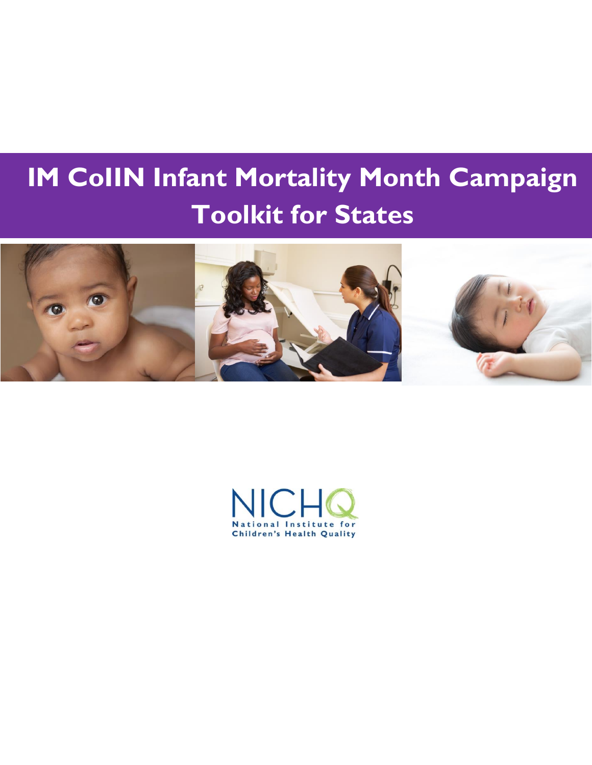# IM CoIIN Infant Mortality Month Campaign Toolkit for States

NICHQ

National Institute for Children's Health Quality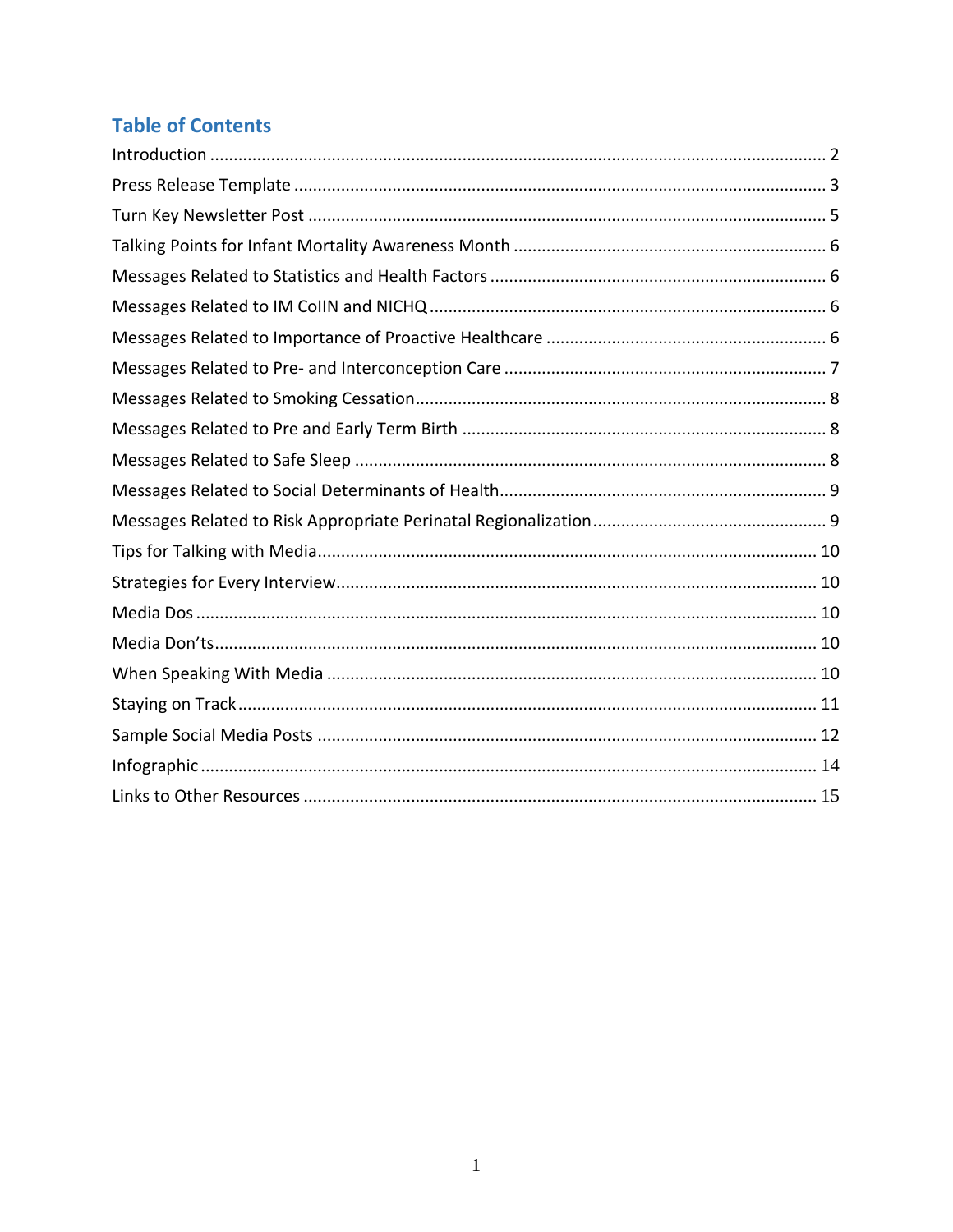## Table of Contents

Introduction ........................................................................................................................ 2
Press Release Template ........................................................................................................ 3
Turn Key Newsletter Post ..................................................................................................... 5
Talking Points for Infant Mortality Awareness Month .......................................................... 6
Messages Related to Statistics and Health Factors ............................................................... 6
Messages Related to IM CoIIN and NICHQ ............................................................................ 6
Messages Related to Importance of Proactive Healthcare ................................................... 6
Messages Related to Pre- and Interconception Care ............................................................ 7
Messages Related to Smoking Cessation ............................................................................... 8
Messages Related to Pre and Early Term Birth ..................................................................... 8
Messages Related to Safe Sleep ........................................................................................... 8
Messages Related to Social Determinants of Health ............................................................. 9
Messages Related to Risk Appropriate Perinatal Regionalization ......................................... 9
Tips for Talking with Media ................................................................................................. 10
Strategies for Every Interview .............................................................................................. 10
Media Dos ........................................................................................................................... 10
Media Don'ts ....................................................................................................................... 10
When Speaking With Media ................................................................................................ 10
Staying on Track .................................................................................................................. 11
Sample Social Media Posts ................................................................................................. 12
Infographic .......................................................................................................................... 14
Links to Other Resources .................................................................................................... 15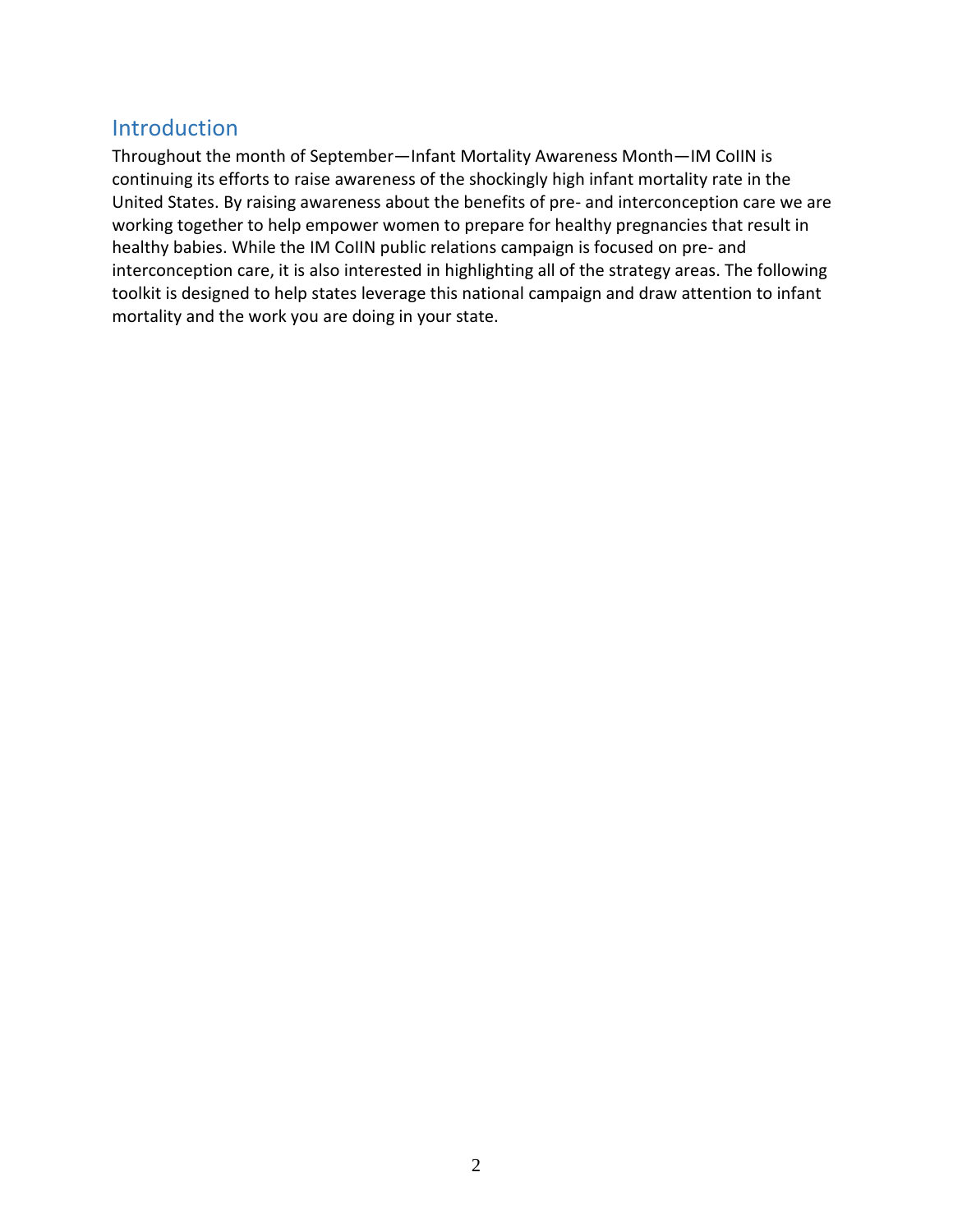## Introduction

Throughout the month of September—Infant Mortality Awareness Month—IM CoIIN is continuing its efforts to raise awareness of the shockingly high infant mortality rate in the United States. By raising awareness about the benefits of pre- and interconception care we are working together to help empower women to prepare for healthy pregnancies that result in healthy babies. While the IM CoIIN public relations campaign is focused on pre- and interconception care, it is also interested in highlighting all of the strategy areas. The following toolkit is designed to help states leverage this national campaign and draw attention to infant mortality and the work you are doing in your state.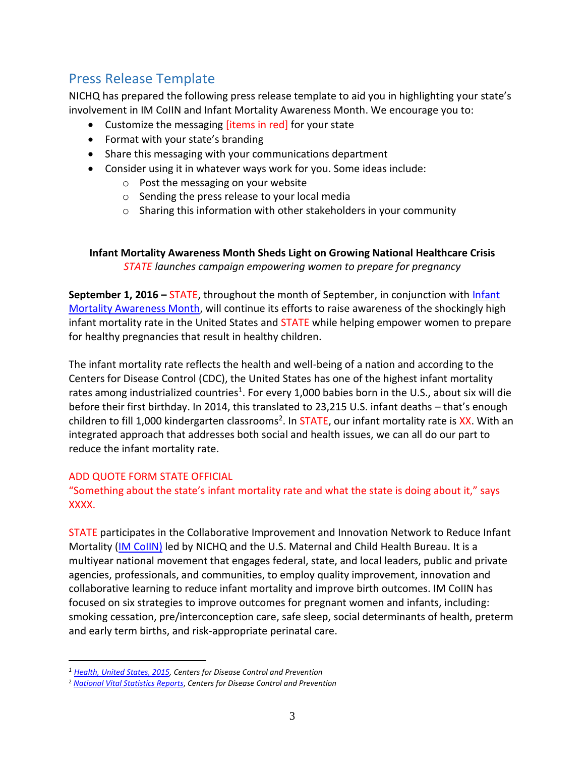## Press Release Template

NICHQ has prepared the following press release template to aid you in highlighting your state's involvement in IM CoIIN and Infant Mortality Awareness Month. We encourage you to:

- Customize the messaging [items in red] for your state
- Format with your state's branding
- Share this messaging with your communications department
- Consider using it in whatever ways work for you. Some ideas include:
  - Post the messaging on your website
  - Sending the press release to your local media
  - Sharing this information with other stakeholders in your community

**Infant Mortality Awareness Month Sheds Light on Growing National Healthcare Crisis**

*STATE launches campaign empowering women to prepare for pregnancy*

**September 1, 2016 –** STATE, throughout the month of September, in conjunction with Infant Mortality Awareness Month, will continue its efforts to raise awareness of the shockingly high infant mortality rate in the United States and STATE while helping empower women to prepare for healthy pregnancies that result in healthy children.

The infant mortality rate reflects the health and well-being of a nation and according to the Centers for Disease Control (CDC), the United States has one of the highest infant mortality rates among industrialized countries[1]. For every 1,000 babies born in the U.S., about six will die before their first birthday. In 2014, this translated to 23,215 U.S. infant deaths – that's enough children to fill 1,000 kindergarten classrooms[2]. In STATE, our infant mortality rate is XX. With an integrated approach that addresses both social and health issues, we can all do our part to reduce the infant mortality rate.

ADD QUOTE FORM STATE OFFICIAL

"Something about the state's infant mortality rate and what the state is doing about it," says XXXX.

STATE participates in the Collaborative Improvement and Innovation Network to Reduce Infant Mortality (IM CoIIN) led by NICHQ and the U.S. Maternal and Child Health Bureau. It is a multiyear national movement that engages federal, state, and local leaders, public and private agencies, professionals, and communities, to employ quality improvement, innovation and collaborative learning to reduce infant mortality and improve birth outcomes. IM CoIIN has focused on six strategies to improve outcomes for pregnant women and infants, including: smoking cessation, pre/interconception care, safe sleep, social determinants of health, preterm and early term births, and risk-appropriate perinatal care.

---

[1] *Health, United States, 2015, Centers for Disease Control and Prevention*

[2] *National Vital Statistics Reports, Centers for Disease Control and Prevention*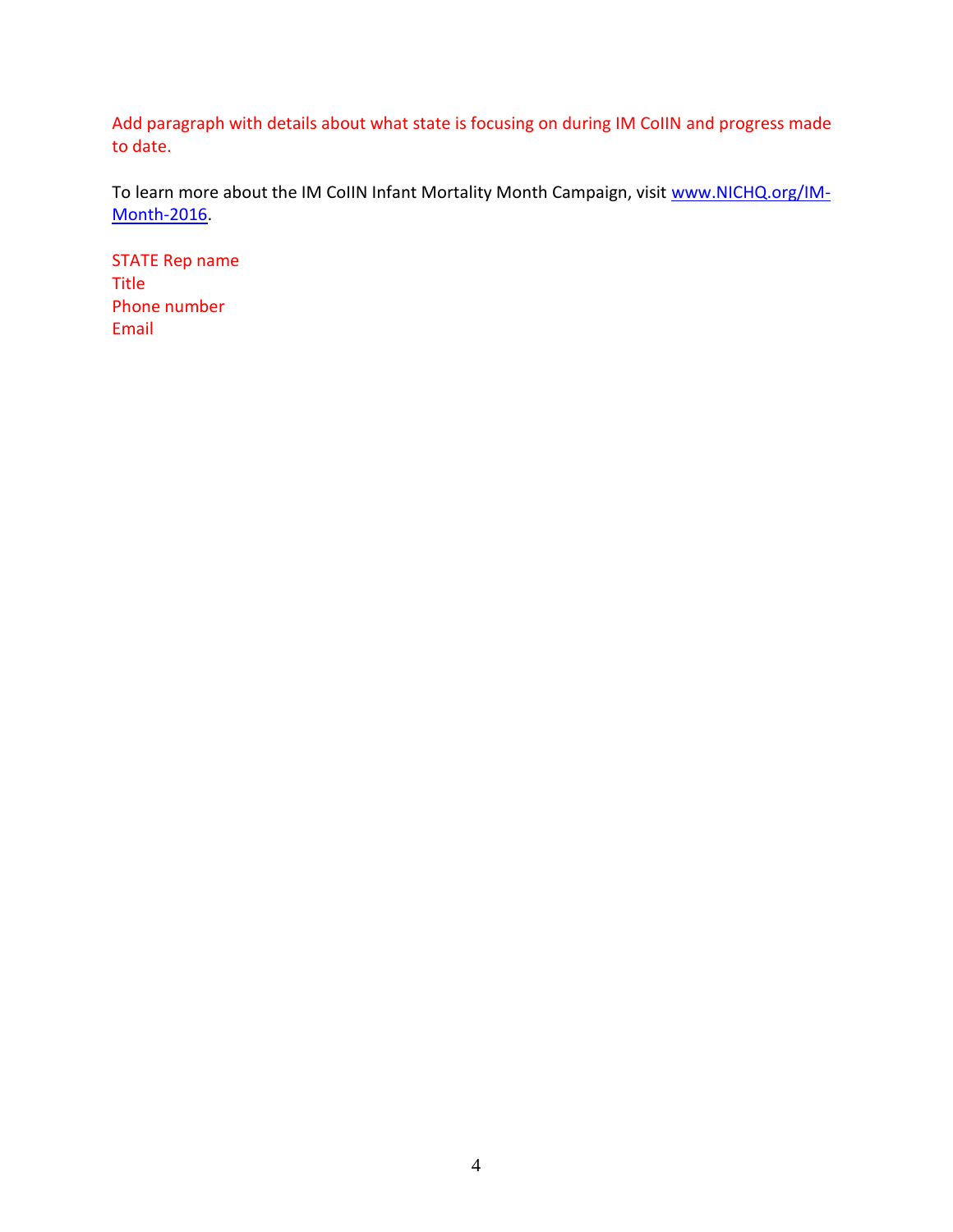Add paragraph with details about what state is focusing on during IM CoIIN and progress made to date.

To learn more about the IM CoIIN Infant Mortality Month Campaign, visit [www.NICHQ.org/IM-Month-2016](http://www.NICHQ.org/IM-Month-2016).

STATE Rep name
Title
Phone number
Email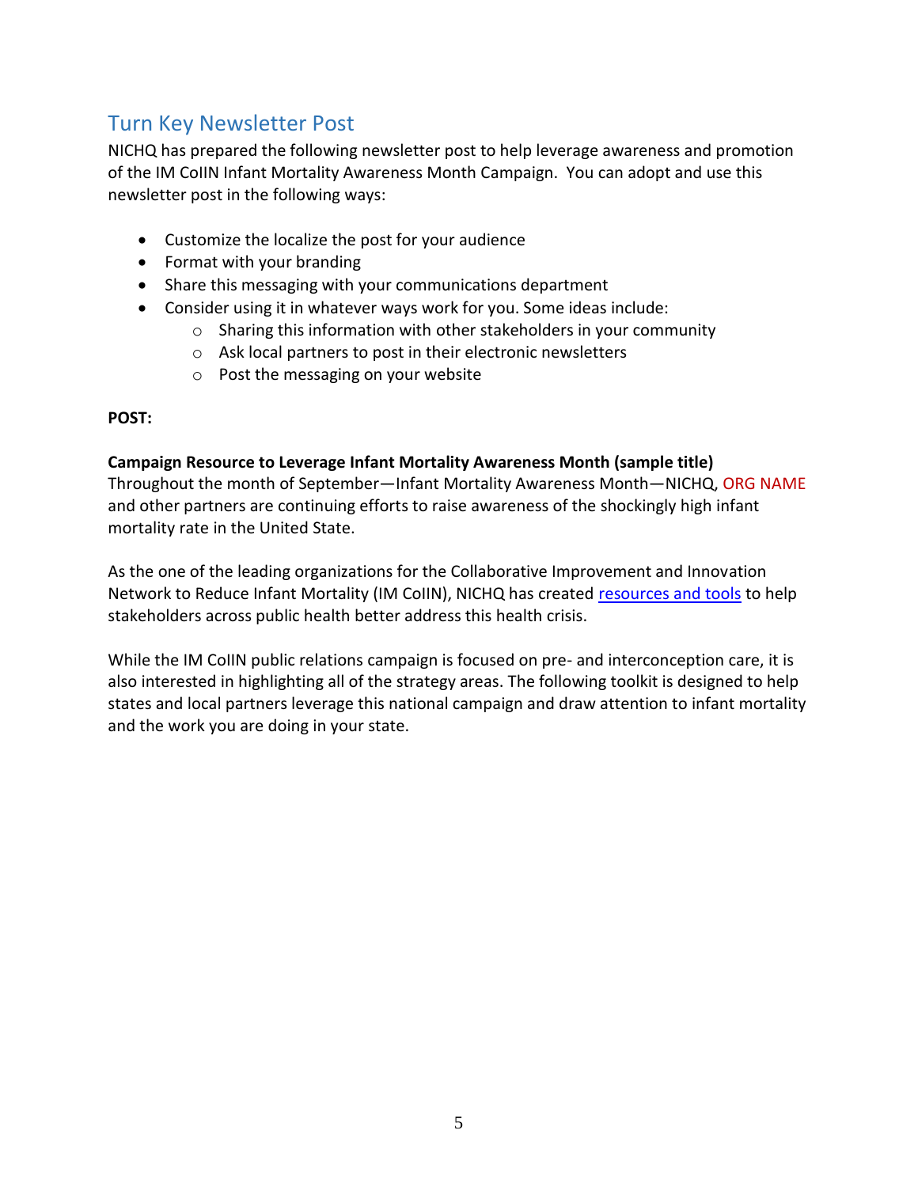## Turn Key Newsletter Post

NICHQ has prepared the following newsletter post to help leverage awareness and promotion of the IM CoIIN Infant Mortality Awareness Month Campaign. You can adopt and use this newsletter post in the following ways:

- Customize the localize the post for your audience
- Format with your branding
- Share this messaging with your communications department
- Consider using it in whatever ways work for you. Some ideas include:
  - Sharing this information with other stakeholders in your community
  - Ask local partners to post in their electronic newsletters
  - Post the messaging on your website

**POST:**

**Campaign Resource to Leverage Infant Mortality Awareness Month (sample title)**

Throughout the month of September—Infant Mortality Awareness Month—NICHQ, ORG NAME and other partners are continuing efforts to raise awareness of the shockingly high infant mortality rate in the United State.

As the one of the leading organizations for the Collaborative Improvement and Innovation Network to Reduce Infant Mortality (IM CoIIN), NICHQ has created resources and tools to help stakeholders across public health better address this health crisis.

While the IM CoIIN public relations campaign is focused on pre- and interconception care, it is also interested in highlighting all of the strategy areas. The following toolkit is designed to help states and local partners leverage this national campaign and draw attention to infant mortality and the work you are doing in your state.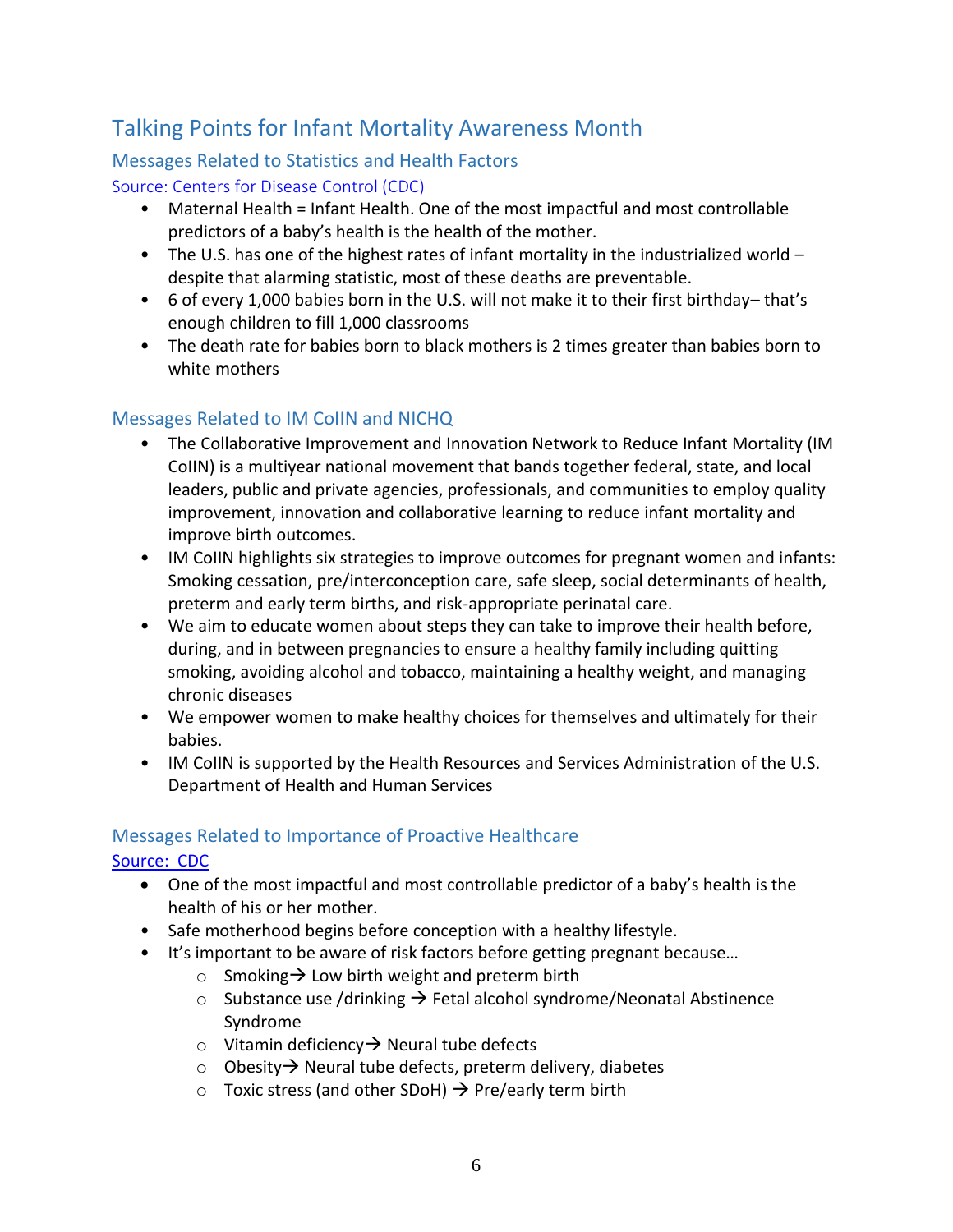## Talking Points for Infant Mortality Awareness Month

### Messages Related to Statistics and Health Factors

[Source: Centers for Disease Control (CDC)]

- Maternal Health = Infant Health. One of the most impactful and most controllable predictors of a baby's health is the health of the mother.
- The U.S. has one of the highest rates of infant mortality in the industrialized world – despite that alarming statistic, most of these deaths are preventable.
- 6 of every 1,000 babies born in the U.S. will not make it to their first birthday– that's enough children to fill 1,000 classrooms
- The death rate for babies born to black mothers is 2 times greater than babies born to white mothers

### Messages Related to IM CoIIN and NICHQ

- The Collaborative Improvement and Innovation Network to Reduce Infant Mortality (IM CoIIN) is a multiyear national movement that bands together federal, state, and local leaders, public and private agencies, professionals, and communities to employ quality improvement, innovation and collaborative learning to reduce infant mortality and improve birth outcomes.
- IM CoIIN highlights six strategies to improve outcomes for pregnant women and infants: Smoking cessation, pre/interconception care, safe sleep, social determinants of health, preterm and early term births, and risk-appropriate perinatal care.
- We aim to educate women about steps they can take to improve their health before, during, and in between pregnancies to ensure a healthy family including quitting smoking, avoiding alcohol and tobacco, maintaining a healthy weight, and managing chronic diseases
- We empower women to make healthy choices for themselves and ultimately for their babies.
- IM CoIIN is supported by the Health Resources and Services Administration of the U.S. Department of Health and Human Services

### Messages Related to Importance of Proactive Healthcare

[Source: CDC]

- One of the most impactful and most controllable predictor of a baby's health is the health of his or her mother.
- Safe motherhood begins before conception with a healthy lifestyle.
- It's important to be aware of risk factors before getting pregnant because…
  - Smoking→ Low birth weight and preterm birth
  - Substance use /drinking → Fetal alcohol syndrome/Neonatal Abstinence Syndrome
  - Vitamin deficiency→ Neural tube defects
  - Obesity→ Neural tube defects, preterm delivery, diabetes
  - Toxic stress (and other SDoH) → Pre/early term birth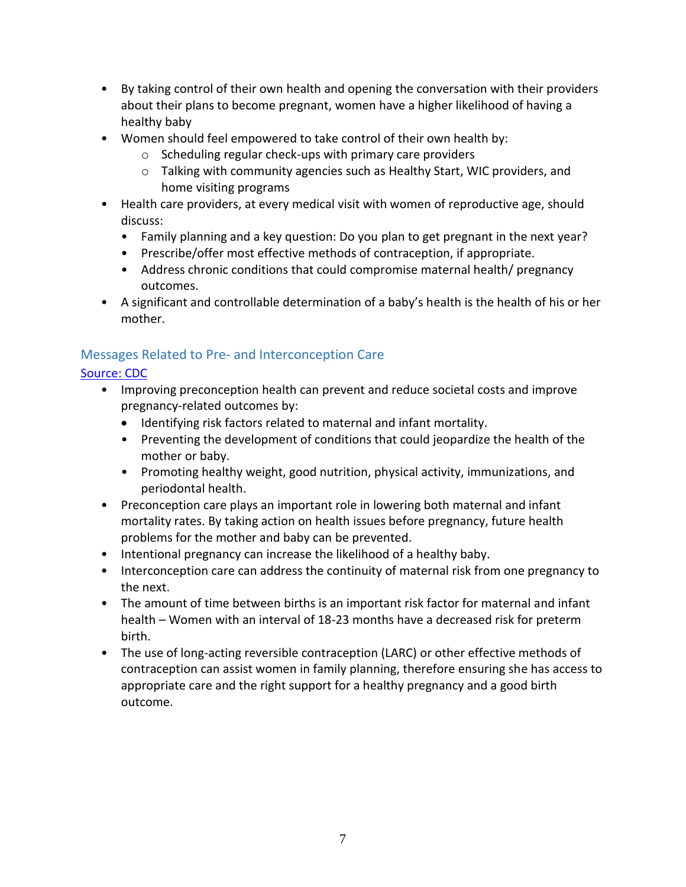- By taking control of their own health and opening the conversation with their providers about their plans to become pregnant, women have a higher likelihood of having a healthy baby
- Women should feel empowered to take control of their own health by:
  - Scheduling regular check-ups with primary care providers
  - Talking with community agencies such as Healthy Start, WIC providers, and home visiting programs
- Health care providers, at every medical visit with women of reproductive age, should discuss:
  - Family planning and a key question: Do you plan to get pregnant in the next year?
  - Prescribe/offer most effective methods of contraception, if appropriate.
  - Address chronic conditions that could compromise maternal health/ pregnancy outcomes.
- A significant and controllable determination of a baby's health is the health of his or her mother.

### Messages Related to Pre- and Interconception Care

[Source: CDC]

- Improving preconception health can prevent and reduce societal costs and improve pregnancy-related outcomes by:
  - Identifying risk factors related to maternal and infant mortality.
  - Preventing the development of conditions that could jeopardize the health of the mother or baby.
  - Promoting healthy weight, good nutrition, physical activity, immunizations, and periodontal health.
- Preconception care plays an important role in lowering both maternal and infant mortality rates. By taking action on health issues before pregnancy, future health problems for the mother and baby can be prevented.
- Intentional pregnancy can increase the likelihood of a healthy baby.
- Interconception care can address the continuity of maternal risk from one pregnancy to the next.
- The amount of time between births is an important risk factor for maternal and infant health – Women with an interval of 18-23 months have a decreased risk for preterm birth.
- The use of long-acting reversible contraception (LARC) or other effective methods of contraception can assist women in family planning, therefore ensuring she has access to appropriate care and the right support for a healthy pregnancy and a good birth outcome.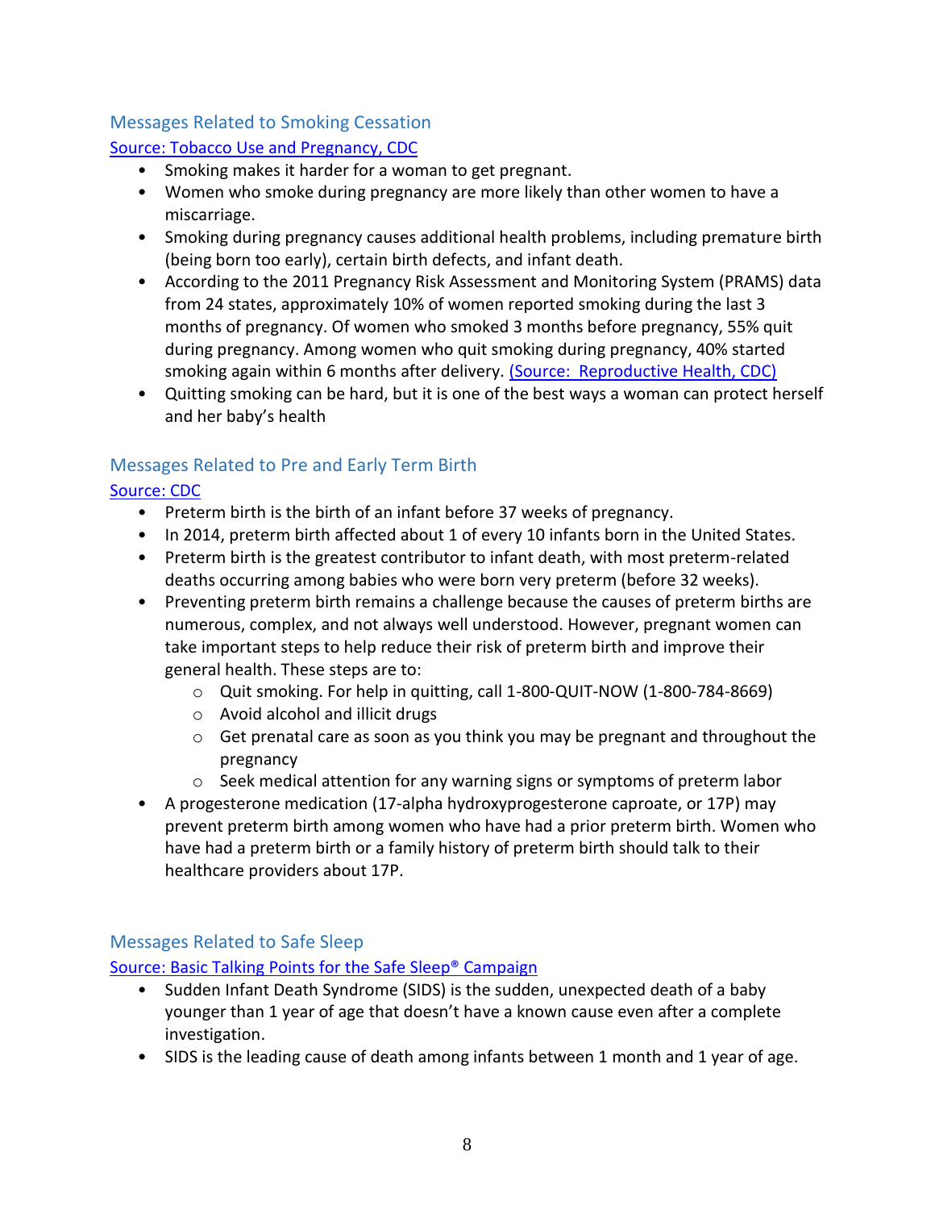### Messages Related to Smoking Cessation

[Source: Tobacco Use and Pregnancy, CDC]

- Smoking makes it harder for a woman to get pregnant.
- Women who smoke during pregnancy are more likely than other women to have a miscarriage.
- Smoking during pregnancy causes additional health problems, including premature birth (being born too early), certain birth defects, and infant death.
- According to the 2011 Pregnancy Risk Assessment and Monitoring System (PRAMS) data from 24 states, approximately 10% of women reported smoking during the last 3 months of pregnancy. Of women who smoked 3 months before pregnancy, 55% quit during pregnancy. Among women who quit smoking during pregnancy, 40% started smoking again within 6 months after delivery. (Source: Reproductive Health, CDC)
- Quitting smoking can be hard, but it is one of the best ways a woman can protect herself and her baby's health

### Messages Related to Pre and Early Term Birth

[Source: CDC]

- Preterm birth is the birth of an infant before 37 weeks of pregnancy.
- In 2014, preterm birth affected about 1 of every 10 infants born in the United States.
- Preterm birth is the greatest contributor to infant death, with most preterm-related deaths occurring among babies who were born very preterm (before 32 weeks).
- Preventing preterm birth remains a challenge because the causes of preterm births are numerous, complex, and not always well understood. However, pregnant women can take important steps to help reduce their risk of preterm birth and improve their general health. These steps are to:
  - Quit smoking. For help in quitting, call 1-800-QUIT-NOW (1-800-784-8669)
  - Avoid alcohol and illicit drugs
  - Get prenatal care as soon as you think you may be pregnant and throughout the pregnancy
  - Seek medical attention for any warning signs or symptoms of preterm labor
- A progesterone medication (17-alpha hydroxyprogesterone caproate, or 17P) may prevent preterm birth among women who have had a prior preterm birth. Women who have had a preterm birth or a family history of preterm birth should talk to their healthcare providers about 17P.

### Messages Related to Safe Sleep

[Source: Basic Talking Points for the Safe Sleep® Campaign]

- Sudden Infant Death Syndrome (SIDS) is the sudden, unexpected death of a baby younger than 1 year of age that doesn't have a known cause even after a complete investigation.
- SIDS is the leading cause of death among infants between 1 month and 1 year of age.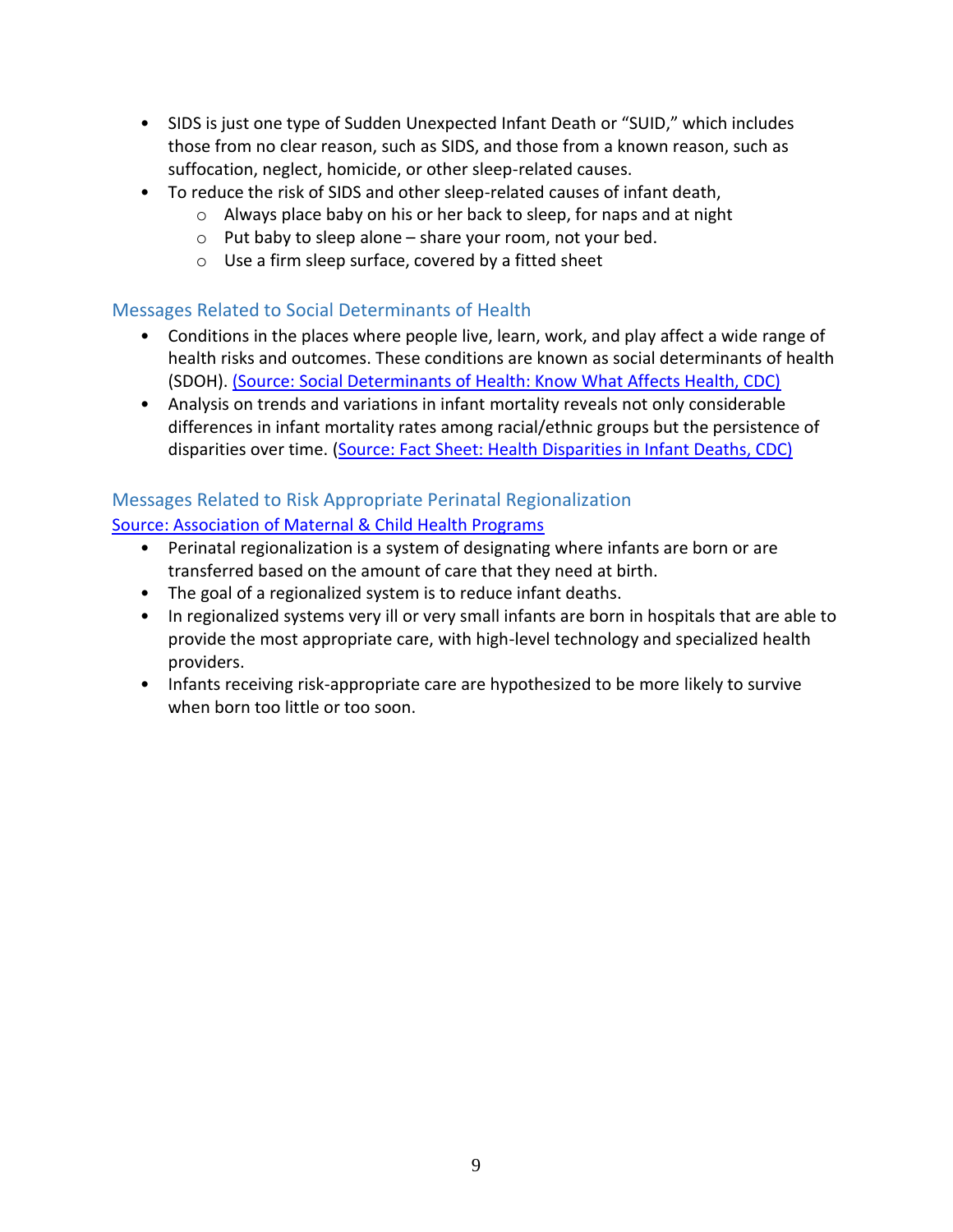- SIDS is just one type of Sudden Unexpected Infant Death or "SUID," which includes those from no clear reason, such as SIDS, and those from a known reason, such as suffocation, neglect, homicide, or other sleep-related causes.
- To reduce the risk of SIDS and other sleep-related causes of infant death,
  - Always place baby on his or her back to sleep, for naps and at night
  - Put baby to sleep alone – share your room, not your bed.
  - Use a firm sleep surface, covered by a fitted sheet

## Messages Related to Social Determinants of Health

- Conditions in the places where people live, learn, work, and play affect a wide range of health risks and outcomes. These conditions are known as social determinants of health (SDOH). (Source: Social Determinants of Health: Know What Affects Health, CDC)
- Analysis on trends and variations in infant mortality reveals not only considerable differences in infant mortality rates among racial/ethnic groups but the persistence of disparities over time. (Source: Fact Sheet: Health Disparities in Infant Deaths, CDC)

## Messages Related to Risk Appropriate Perinatal Regionalization

Source: Association of Maternal & Child Health Programs

- Perinatal regionalization is a system of designating where infants are born or are transferred based on the amount of care that they need at birth.
- The goal of a regionalized system is to reduce infant deaths.
- In regionalized systems very ill or very small infants are born in hospitals that are able to provide the most appropriate care, with high-level technology and specialized health providers.
- Infants receiving risk-appropriate care are hypothesized to be more likely to survive when born too little or too soon.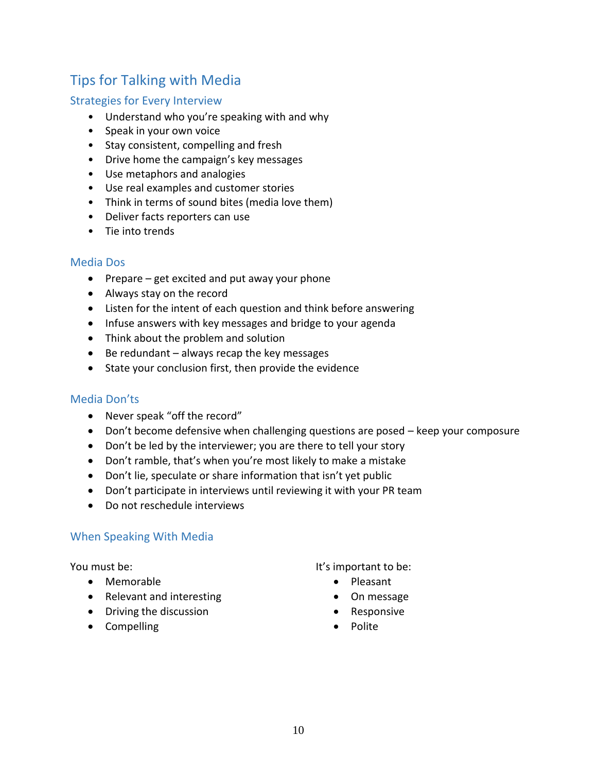# Tips for Talking with Media

## Strategies for Every Interview

- Understand who you're speaking with and why
- Speak in your own voice
- Stay consistent, compelling and fresh
- Drive home the campaign's key messages
- Use metaphors and analogies
- Use real examples and customer stories
- Think in terms of sound bites (media love them)
- Deliver facts reporters can use
- Tie into trends

## Media Dos

- Prepare – get excited and put away your phone
- Always stay on the record
- Listen for the intent of each question and think before answering
- Infuse answers with key messages and bridge to your agenda
- Think about the problem and solution
- Be redundant – always recap the key messages
- State your conclusion first, then provide the evidence

## Media Don'ts

- Never speak "off the record"
- Don't become defensive when challenging questions are posed – keep your composure
- Don't be led by the interviewer; you are there to tell your story
- Don't ramble, that's when you're most likely to make a mistake
- Don't lie, speculate or share information that isn't yet public
- Don't participate in interviews until reviewing it with your PR team
- Do not reschedule interviews

## When Speaking With Media

You must be:

- Memorable
- Relevant and interesting
- Driving the discussion
- Compelling

It's important to be:

- Pleasant
- On message
- Responsive
- Polite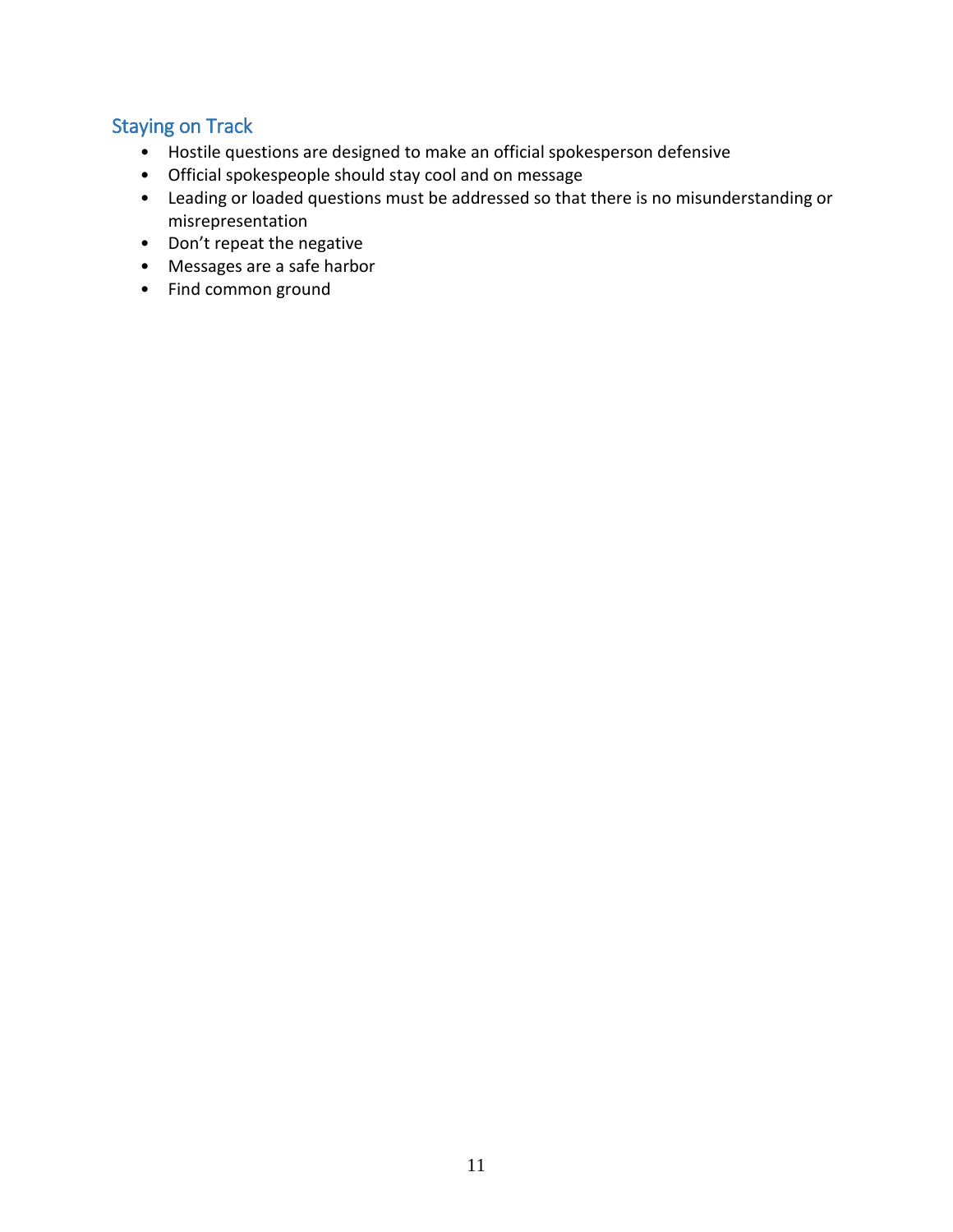## Staying on Track

- Hostile questions are designed to make an official spokesperson defensive
- Official spokespeople should stay cool and on message
- Leading or loaded questions must be addressed so that there is no misunderstanding or misrepresentation
- Don't repeat the negative
- Messages are a safe harbor
- Find common ground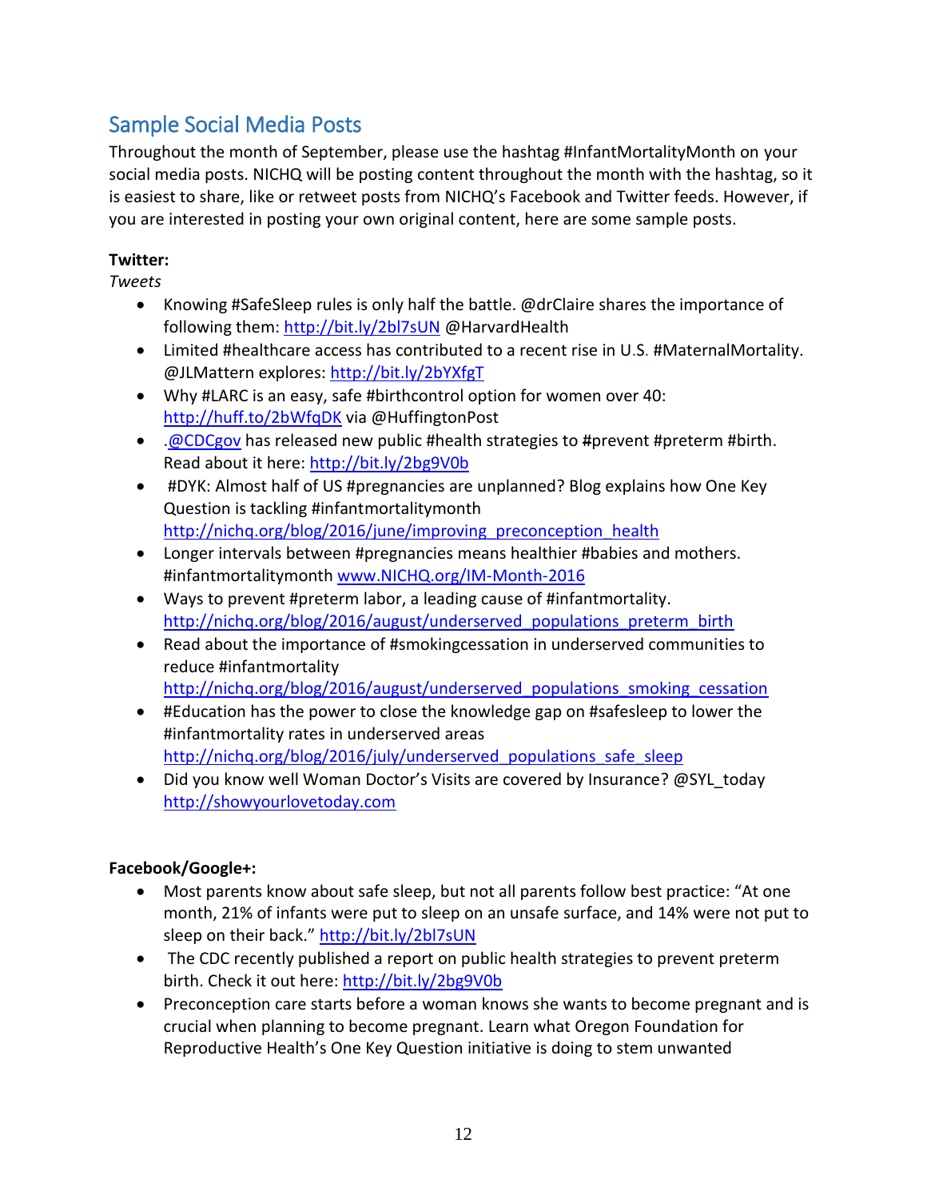## Sample Social Media Posts

Throughout the month of September, please use the hashtag #InfantMortalityMonth on your social media posts. NICHQ will be posting content throughout the month with the hashtag, so it is easiest to share, like or retweet posts from NICHQ's Facebook and Twitter feeds. However, if you are interested in posting your own original content, here are some sample posts.

**Twitter:**

*Tweets*

- Knowing #SafeSleep rules is only half the battle. @drClaire shares the importance of following them: http://bit.ly/2bl7sUN @HarvardHealth
- Limited #healthcare access has contributed to a recent rise in U.S. #MaternalMortality. @JLMattern explores: http://bit.ly/2bYXfgT
- Why #LARC is an easy, safe #birthcontrol option for women over 40: http://huff.to/2bWfqDK via @HuffingtonPost
- .@CDCgov has released new public #health strategies to #prevent #preterm #birth. Read about it here: http://bit.ly/2bg9V0b
- #DYK: Almost half of US #pregnancies are unplanned? Blog explains how One Key Question is tackling #infantmortalitymonth http://nichq.org/blog/2016/june/improving_preconception_health
- Longer intervals between #pregnancies means healthier #babies and mothers. #infantmortalitymonth www.NICHQ.org/IM-Month-2016
- Ways to prevent #preterm labor, a leading cause of #infantmortality. http://nichq.org/blog/2016/august/underserved_populations_preterm_birth
- Read about the importance of #smokingcessation in underserved communities to reduce #infantmortality http://nichq.org/blog/2016/august/underserved_populations_smoking_cessation
- #Education has the power to close the knowledge gap on #safesleep to lower the #infantmortality rates in underserved areas http://nichq.org/blog/2016/july/underserved_populations_safe_sleep
- Did you know well Woman Doctor's Visits are covered by Insurance? @SYL_today http://showyourlovetoday.com

**Facebook/Google+:**

- Most parents know about safe sleep, but not all parents follow best practice: "At one month, 21% of infants were put to sleep on an unsafe surface, and 14% were not put to sleep on their back." http://bit.ly/2bl7sUN
- The CDC recently published a report on public health strategies to prevent preterm birth. Check it out here: http://bit.ly/2bg9V0b
- Preconception care starts before a woman knows she wants to become pregnant and is crucial when planning to become pregnant. Learn what Oregon Foundation for Reproductive Health's One Key Question initiative is doing to stem unwanted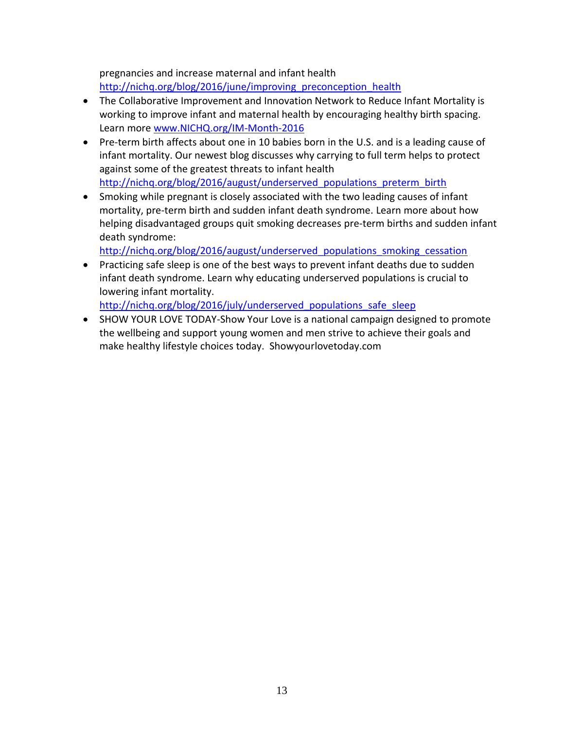pregnancies and increase maternal and infant health
http://nichq.org/blog/2016/june/improving_preconception_health

- The Collaborative Improvement and Innovation Network to Reduce Infant Mortality is working to improve infant and maternal health by encouraging healthy birth spacing. Learn more www.NICHQ.org/IM-Month-2016
- Pre-term birth affects about one in 10 babies born in the U.S. and is a leading cause of infant mortality. Our newest blog discusses why carrying to full term helps to protect against some of the greatest threats to infant health http://nichq.org/blog/2016/august/underserved_populations_preterm_birth
- Smoking while pregnant is closely associated with the two leading causes of infant mortality, pre-term birth and sudden infant death syndrome. Learn more about how helping disadvantaged groups quit smoking decreases pre-term births and sudden infant death syndrome: http://nichq.org/blog/2016/august/underserved_populations_smoking_cessation
- Practicing safe sleep is one of the best ways to prevent infant deaths due to sudden infant death syndrome. Learn why educating underserved populations is crucial to lowering infant mortality. http://nichq.org/blog/2016/july/underserved_populations_safe_sleep
- SHOW YOUR LOVE TODAY-Show Your Love is a national campaign designed to promote the wellbeing and support young women and men strive to achieve their goals and make healthy lifestyle choices today. Showyourlovetoday.com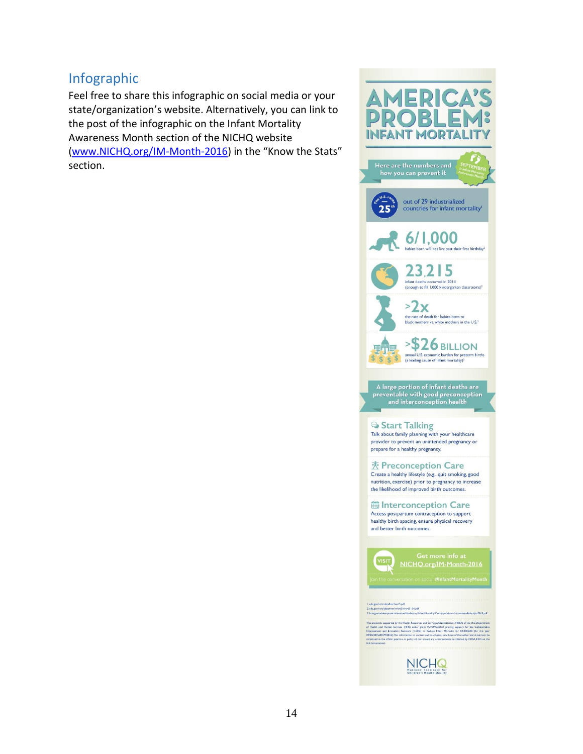## Infographic

Feel free to share this infographic on social media or your state/organization's website. Alternatively, you can link to the post of the infographic on the Infant Mortality Awareness Month section of the NICHQ website ([www.NICHQ.org/IM-Month-2016](www.NICHQ.org/IM-Month-2016)) in the "Know the Stats" section.

# AMERICA'S PROBLEM: INFANT MORTALITY

Here are the numbers and how you can prevent it

SEPTEMBER is Infant Mortality Awareness Month

The U.S. ranks 25th out of 29 industrialized countries for infant mortality[1]

**6/1,000** babies born will not live past their first birthday[2]

**23,215** infant deaths occurred in 2014 (enough to fill 1,000 kindergarten classrooms)[2]

**>2x** the rate of death for babies born to black mothers vs. white mothers in the U.S.[2]

**>$26 BILLION** annual U.S. economic burden for preterm births (a leading cause of infant mortality)[3]

A large portion of infant deaths are preventable with good preconception and interconception health

### Start Talking

Talk about family planning with your healthcare provider to prevent an unintended pregnancy or prepare for a healthy pregnancy.

### Preconception Care

Create a healthy lifestyle (e.g., quit smoking, good nutrition, exercise) prior to pregnancy to increase the likelihood of improved birth outcomes.

### Interconception Care

Access postpartum contraception to support healthy birth spacing, ensure physical recovery and better birth outcomes.

VISIT Get more info at NICHQ.org/IM-Month-2016

Join the conversation on social: #InfantMortalityMonth

NICHQ National Institute for Children's Health Quality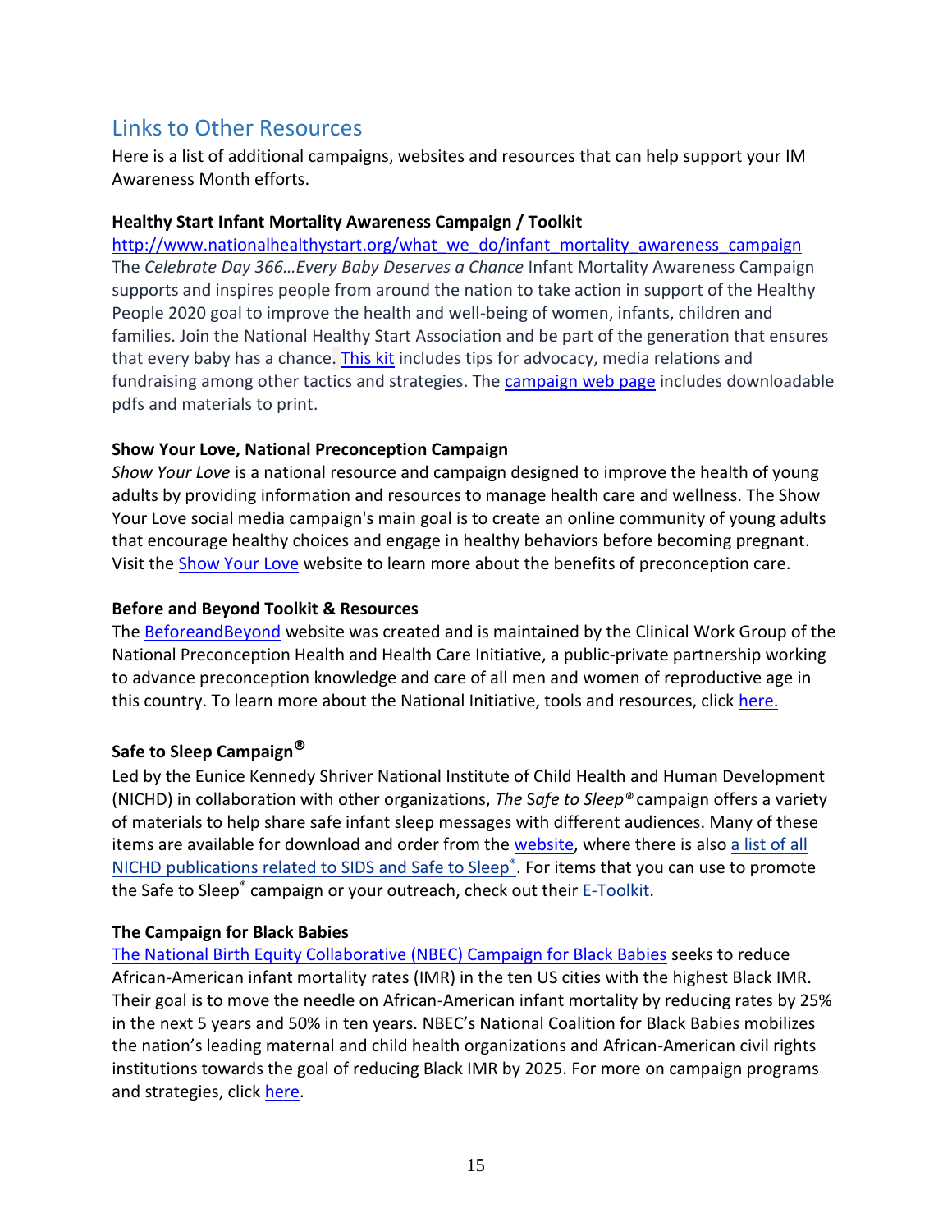## Links to Other Resources

Here is a list of additional campaigns, websites and resources that can help support your IM Awareness Month efforts.

**Healthy Start Infant Mortality Awareness Campaign / Toolkit**

http://www.nationalhealthystart.org/what_we_do/infant_mortality_awareness_campaign

The *Celebrate Day 366…Every Baby Deserves a Chance* Infant Mortality Awareness Campaign supports and inspires people from around the nation to take action in support of the Healthy People 2020 goal to improve the health and well-being of women, infants, children and families. Join the National Healthy Start Association and be part of the generation that ensures that every baby has a chance. This kit includes tips for advocacy, media relations and fundraising among other tactics and strategies. The campaign web page includes downloadable pdfs and materials to print.

**Show Your Love, National Preconception Campaign**

*Show Your Love* is a national resource and campaign designed to improve the health of young adults by providing information and resources to manage health care and wellness. The Show Your Love social media campaign's main goal is to create an online community of young adults that encourage healthy choices and engage in healthy behaviors before becoming pregnant. Visit the Show Your Love website to learn more about the benefits of preconception care.

**Before and Beyond Toolkit & Resources**

The BeforeandBeyond website was created and is maintained by the Clinical Work Group of the National Preconception Health and Health Care Initiative, a public-private partnership working to advance preconception knowledge and care of all men and women of reproductive age in this country. To learn more about the National Initiative, tools and resources, click here.

**Safe to Sleep Campaign®**

Led by the Eunice Kennedy Shriver National Institute of Child Health and Human Development (NICHD) in collaboration with other organizations, *The Safe to Sleep®* campaign offers a variety of materials to help share safe infant sleep messages with different audiences. Many of these items are available for download and order from the website, where there is also a list of all NICHD publications related to SIDS and Safe to Sleep®. For items that you can use to promote the Safe to Sleep® campaign or your outreach, check out their E-Toolkit.

**The Campaign for Black Babies**

The National Birth Equity Collaborative (NBEC) Campaign for Black Babies seeks to reduce African-American infant mortality rates (IMR) in the ten US cities with the highest Black IMR. Their goal is to move the needle on African-American infant mortality by reducing rates by 25% in the next 5 years and 50% in ten years. NBEC's National Coalition for Black Babies mobilizes the nation's leading maternal and child health organizations and African-American civil rights institutions towards the goal of reducing Black IMR by 2025. For more on campaign programs and strategies, click here.